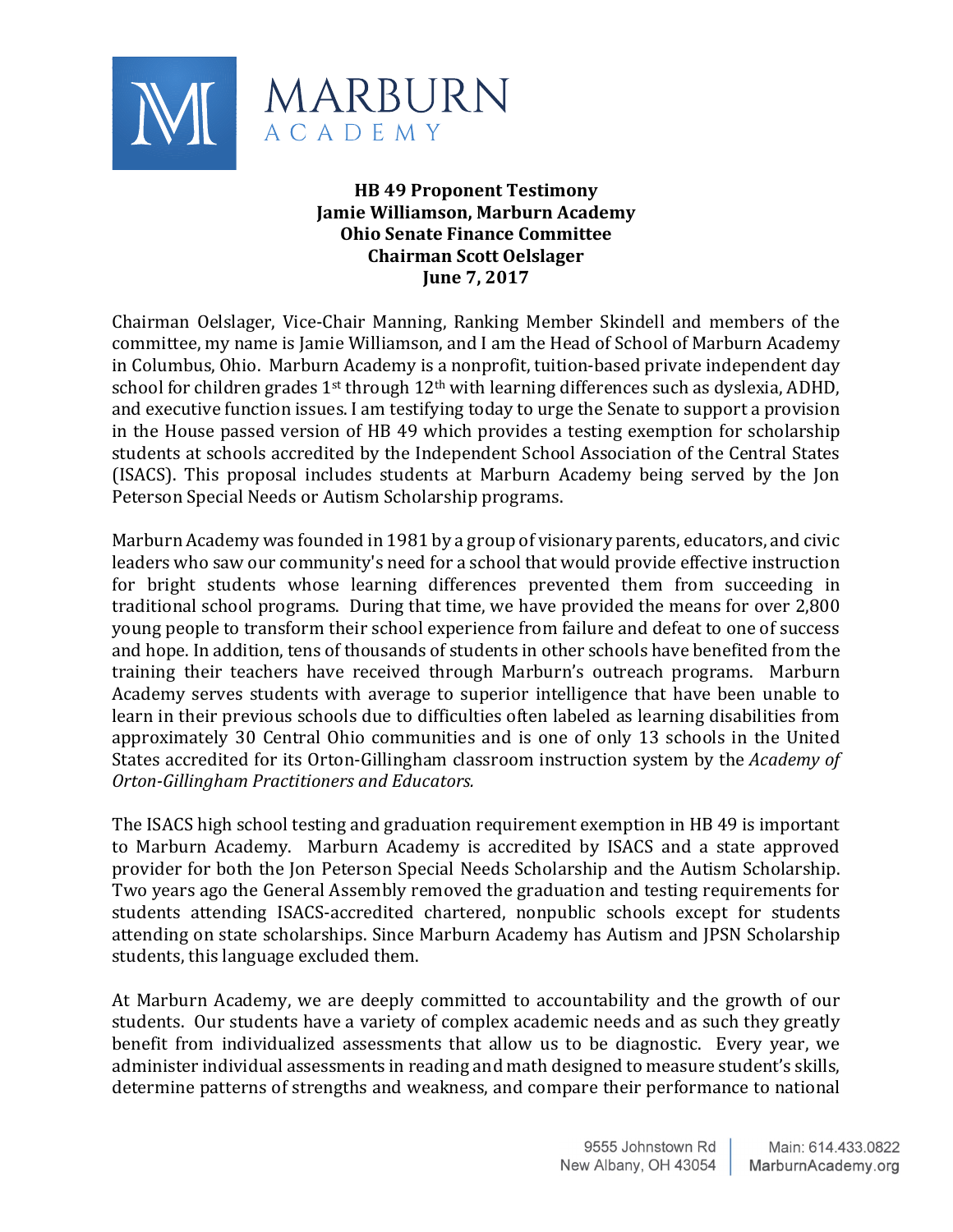MARBURN ACADEMY

**HB 49 Proponent Testimony**
**Jamie Williamson, Marburn Academy**
**Ohio Senate Finance Committee**
**Chairman Scott Oelslager**
**June 7, 2017**

Chairman Oelslager, Vice-Chair Manning, Ranking Member Skindell and members of the committee, my name is Jamie Williamson, and I am the Head of School of Marburn Academy in Columbus, Ohio. Marburn Academy is a nonprofit, tuition-based private independent day school for children grades 1st through 12th with learning differences such as dyslexia, ADHD, and executive function issues. I am testifying today to urge the Senate to support a provision in the House passed version of HB 49 which provides a testing exemption for scholarship students at schools accredited by the Independent School Association of the Central States (ISACS). This proposal includes students at Marburn Academy being served by the Jon Peterson Special Needs or Autism Scholarship programs.

Marburn Academy was founded in 1981 by a group of visionary parents, educators, and civic leaders who saw our community's need for a school that would provide effective instruction for bright students whose learning differences prevented them from succeeding in traditional school programs. During that time, we have provided the means for over 2,800 young people to transform their school experience from failure and defeat to one of success and hope. In addition, tens of thousands of students in other schools have benefited from the training their teachers have received through Marburn's outreach programs. Marburn Academy serves students with average to superior intelligence that have been unable to learn in their previous schools due to difficulties often labeled as learning disabilities from approximately 30 Central Ohio communities and is one of only 13 schools in the United States accredited for its Orton-Gillingham classroom instruction system by the *Academy of Orton-Gillingham Practitioners and Educators.*

The ISACS high school testing and graduation requirement exemption in HB 49 is important to Marburn Academy. Marburn Academy is accredited by ISACS and a state approved provider for both the Jon Peterson Special Needs Scholarship and the Autism Scholarship. Two years ago the General Assembly removed the graduation and testing requirements for students attending ISACS-accredited chartered, nonpublic schools except for students attending on state scholarships. Since Marburn Academy has Autism and JPSN Scholarship students, this language excluded them.

At Marburn Academy, we are deeply committed to accountability and the growth of our students. Our students have a variety of complex academic needs and as such they greatly benefit from individualized assessments that allow us to be diagnostic. Every year, we administer individual assessments in reading and math designed to measure student's skills, determine patterns of strengths and weakness, and compare their performance to national

9555 Johnstown Rd
New Albany, OH 43054

Main: 614.433.0822
MarburnAcademy.org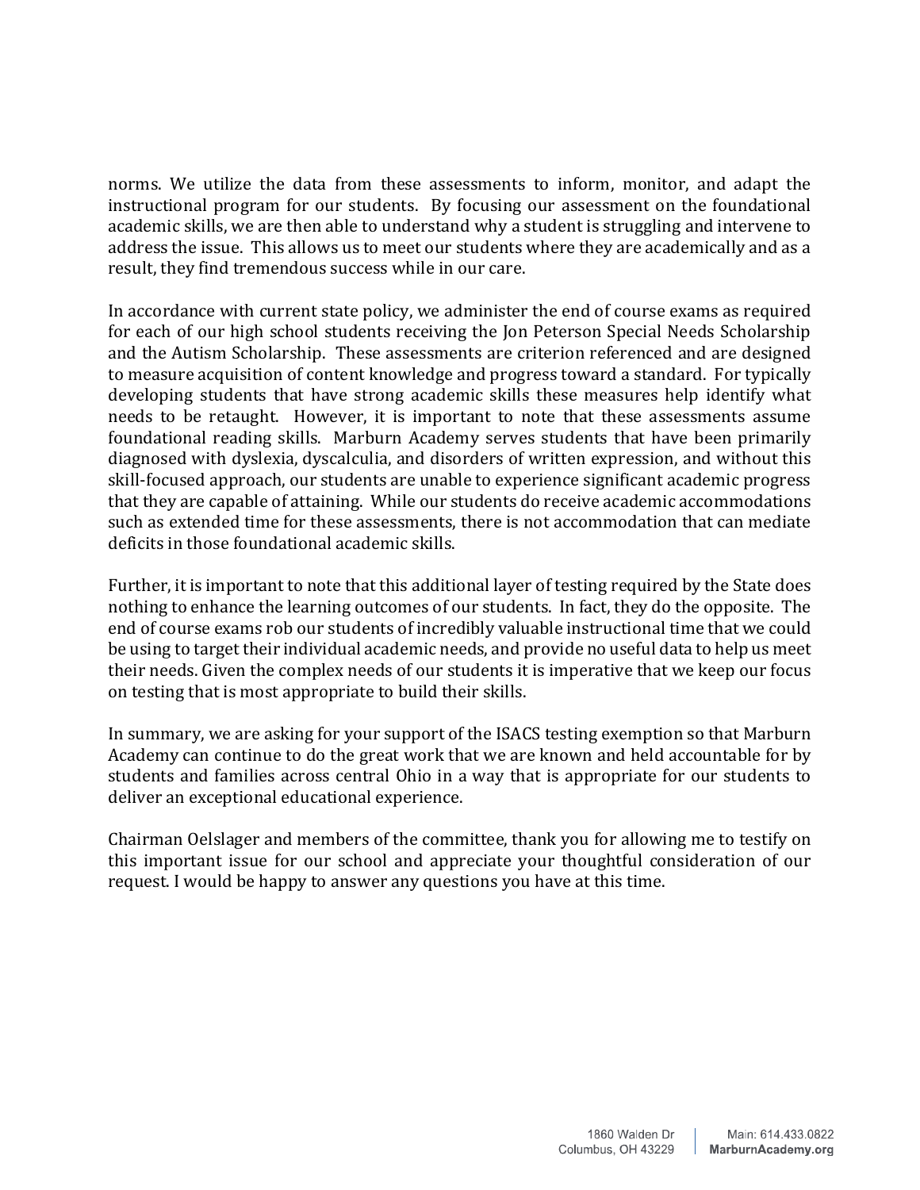norms. We utilize the data from these assessments to inform, monitor, and adapt the instructional program for our students. By focusing our assessment on the foundational academic skills, we are then able to understand why a student is struggling and intervene to address the issue. This allows us to meet our students where they are academically and as a result, they find tremendous success while in our care.

In accordance with current state policy, we administer the end of course exams as required for each of our high school students receiving the Jon Peterson Special Needs Scholarship and the Autism Scholarship. These assessments are criterion referenced and are designed to measure acquisition of content knowledge and progress toward a standard. For typically developing students that have strong academic skills these measures help identify what needs to be retaught. However, it is important to note that these assessments assume foundational reading skills. Marburn Academy serves students that have been primarily diagnosed with dyslexia, dyscalculia, and disorders of written expression, and without this skill-focused approach, our students are unable to experience significant academic progress that they are capable of attaining. While our students do receive academic accommodations such as extended time for these assessments, there is not accommodation that can mediate deficits in those foundational academic skills.

Further, it is important to note that this additional layer of testing required by the State does nothing to enhance the learning outcomes of our students. In fact, they do the opposite. The end of course exams rob our students of incredibly valuable instructional time that we could be using to target their individual academic needs, and provide no useful data to help us meet their needs. Given the complex needs of our students it is imperative that we keep our focus on testing that is most appropriate to build their skills.

In summary, we are asking for your support of the ISACS testing exemption so that Marburn Academy can continue to do the great work that we are known and held accountable for by students and families across central Ohio in a way that is appropriate for our students to deliver an exceptional educational experience.

Chairman Oelslager and members of the committee, thank you for allowing me to testify on this important issue for our school and appreciate your thoughtful consideration of our request. I would be happy to answer any questions you have at this time.

1860 Walden Dr
Columbus, OH 43229

Main: 614.433.0822
MarburnAcademy.org